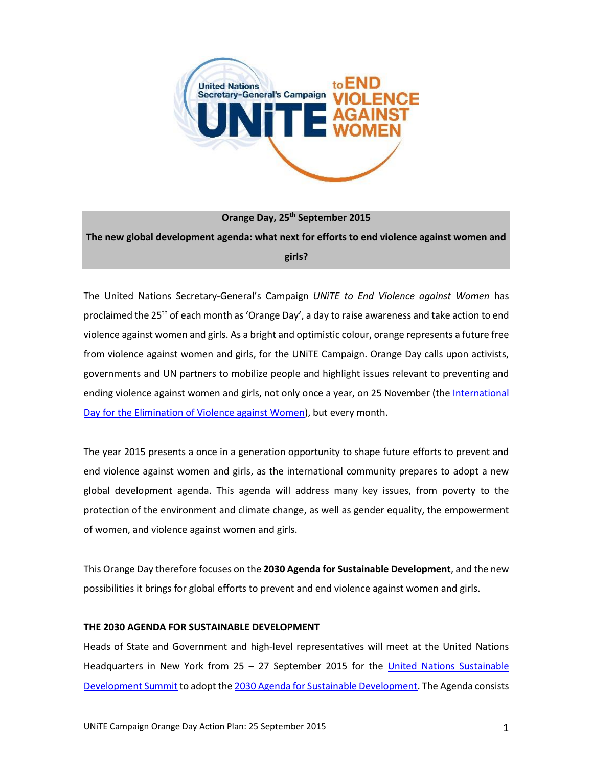**Orange Day, 25th September 2015**

**The new global development agenda: what next for efforts to end violence against women and girls?**

The United Nations Secretary-General's Campaign *UNiTE to End Violence against Women* has proclaimed the 25th of each month as 'Orange Day', a day to raise awareness and take action to end violence against women and girls. As a bright and optimistic colour, orange represents a future free from violence against women and girls, for the UNiTE Campaign. Orange Day calls upon activists, governments and UN partners to mobilize people and highlight issues relevant to preventing and ending violence against women and girls, not only once a year, on 25 November (the International Day for the Elimination of Violence against Women), but every month.

The year 2015 presents a once in a generation opportunity to shape future efforts to prevent and end violence against women and girls, as the international community prepares to adopt a new global development agenda. This agenda will address many key issues, from poverty to the protection of the environment and climate change, as well as gender equality, the empowerment of women, and violence against women and girls.

This Orange Day therefore focuses on the **2030 Agenda for Sustainable Development**, and the new possibilities it brings for global efforts to prevent and end violence against women and girls.

**THE 2030 AGENDA FOR SUSTAINABLE DEVELOPMENT**

Heads of State and Government and high-level representatives will meet at the United Nations Headquarters in New York from 25 – 27 September 2015 for the United Nations Sustainable Development Summit to adopt the 2030 Agenda for Sustainable Development. The Agenda consists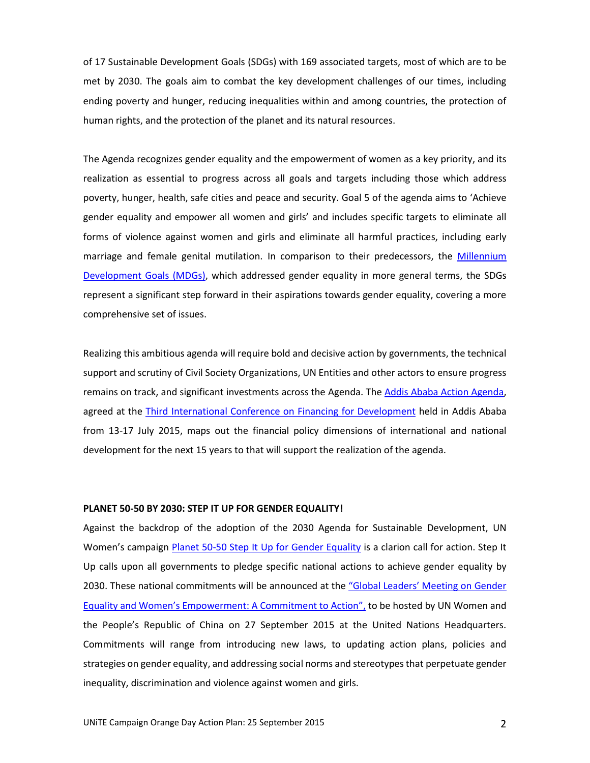of 17 Sustainable Development Goals (SDGs) with 169 associated targets, most of which are to be met by 2030. The goals aim to combat the key development challenges of our times, including ending poverty and hunger, reducing inequalities within and among countries, the protection of human rights, and the protection of the planet and its natural resources.

The Agenda recognizes gender equality and the empowerment of women as a key priority, and its realization as essential to progress across all goals and targets including those which address poverty, hunger, health, safe cities and peace and security. Goal 5 of the agenda aims to 'Achieve gender equality and empower all women and girls' and includes specific targets to eliminate all forms of violence against women and girls and eliminate all harmful practices, including early marriage and female genital mutilation. In comparison to their predecessors, the Millennium Development Goals (MDGs), which addressed gender equality in more general terms, the SDGs represent a significant step forward in their aspirations towards gender equality, covering a more comprehensive set of issues.

Realizing this ambitious agenda will require bold and decisive action by governments, the technical support and scrutiny of Civil Society Organizations, UN Entities and other actors to ensure progress remains on track, and significant investments across the Agenda. The Addis Ababa Action Agenda, agreed at the Third International Conference on Financing for Development held in Addis Ababa from 13-17 July 2015, maps out the financial policy dimensions of international and national development for the next 15 years to that will support the realization of the agenda.

**PLANET 50-50 BY 2030: STEP IT UP FOR GENDER EQUALITY!**

Against the backdrop of the adoption of the 2030 Agenda for Sustainable Development, UN Women's campaign Planet 50-50 Step It Up for Gender Equality is a clarion call for action. Step It Up calls upon all governments to pledge specific national actions to achieve gender equality by 2030. These national commitments will be announced at the "Global Leaders' Meeting on Gender Equality and Women's Empowerment: A Commitment to Action", to be hosted by UN Women and the People's Republic of China on 27 September 2015 at the United Nations Headquarters. Commitments will range from introducing new laws, to updating action plans, policies and strategies on gender equality, and addressing social norms and stereotypes that perpetuate gender inequality, discrimination and violence against women and girls.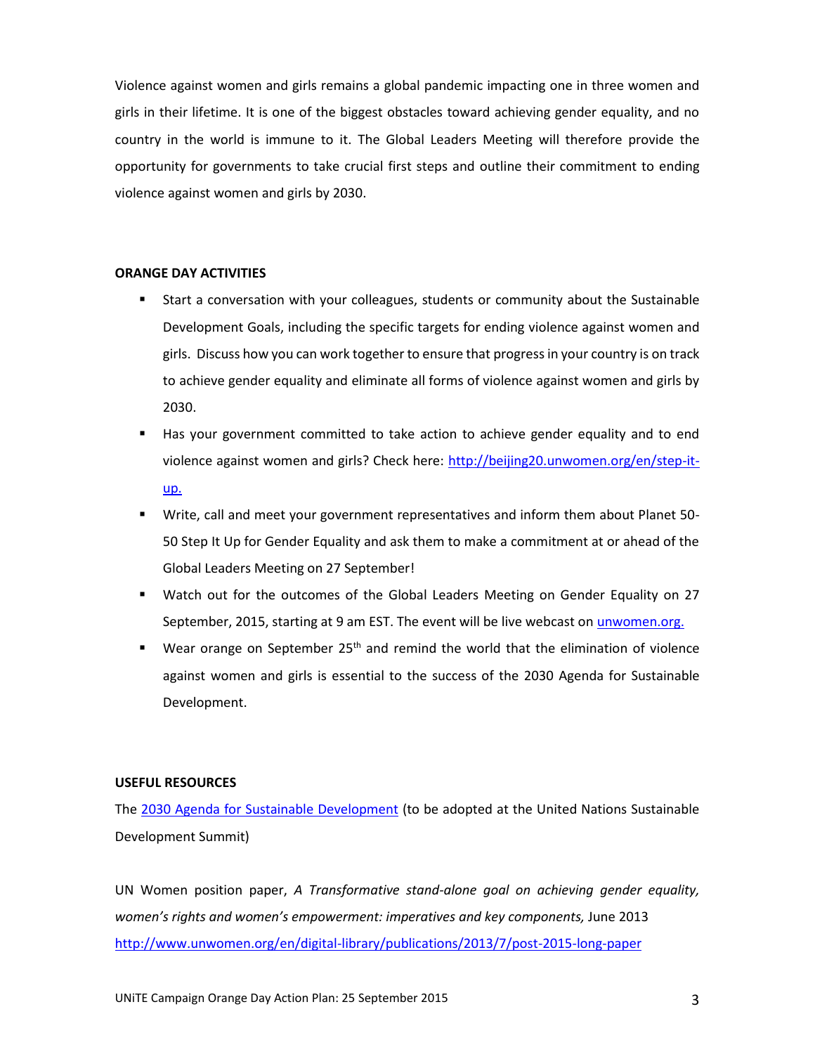Violence against women and girls remains a global pandemic impacting one in three women and girls in their lifetime. It is one of the biggest obstacles toward achieving gender equality, and no country in the world is immune to it. The Global Leaders Meeting will therefore provide the opportunity for governments to take crucial first steps and outline their commitment to ending violence against women and girls by 2030.

**ORANGE DAY ACTIVITIES**

- Start a conversation with your colleagues, students or community about the Sustainable Development Goals, including the specific targets for ending violence against women and girls. Discuss how you can work together to ensure that progress in your country is on track to achieve gender equality and eliminate all forms of violence against women and girls by 2030.
- Has your government committed to take action to achieve gender equality and to end violence against women and girls? Check here: [http://beijing20.unwomen.org/en/step-it-up.](http://beijing20.unwomen.org/en/step-it-up)
- Write, call and meet your government representatives and inform them about Planet 50-50 Step It Up for Gender Equality and ask them to make a commitment at or ahead of the Global Leaders Meeting on 27 September!
- Watch out for the outcomes of the Global Leaders Meeting on Gender Equality on 27 September, 2015, starting at 9 am EST. The event will be live webcast on [unwomen.org.](http://unwomen.org)
- Wear orange on September 25th and remind the world that the elimination of violence against women and girls is essential to the success of the 2030 Agenda for Sustainable Development.

**USEFUL RESOURCES**

The [2030 Agenda for Sustainable Development](#) (to be adopted at the United Nations Sustainable Development Summit)

UN Women position paper, *A Transformative stand-alone goal on achieving gender equality, women's rights and women's empowerment: imperatives and key components,* June 2013
[http://www.unwomen.org/en/digital-library/publications/2013/7/post-2015-long-paper](http://www.unwomen.org/en/digital-library/publications/2013/7/post-2015-long-paper)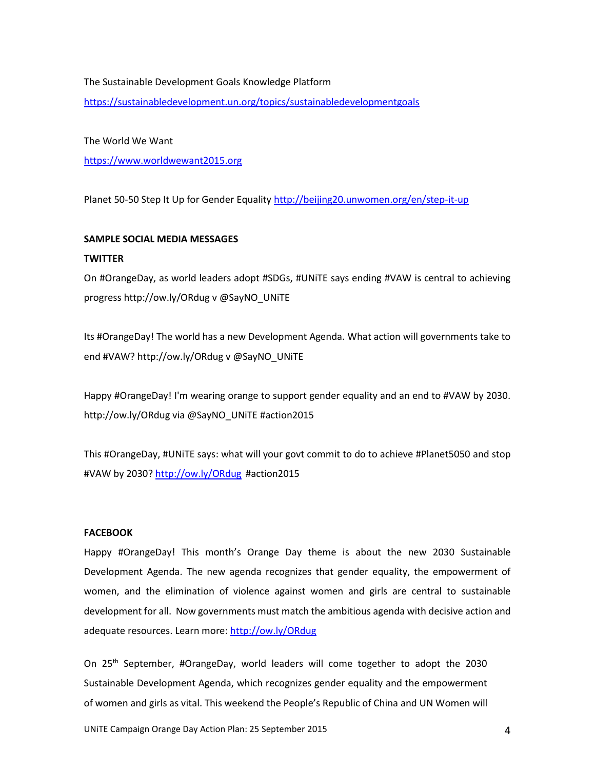The Sustainable Development Goals Knowledge Platform

https://sustainabledevelopment.un.org/topics/sustainabledevelopmentgoals

The World We Want

https://www.worldwewant2015.org

Planet 50-50 Step It Up for Gender Equality http://beijing20.unwomen.org/en/step-it-up

**SAMPLE SOCIAL MEDIA MESSAGES**

**TWITTER**

On #OrangeDay, as world leaders adopt #SDGs, #UNiTE says ending #VAW is central to achieving progress http://ow.ly/ORdug v @SayNO_UNiTE

Its #OrangeDay! The world has a new Development Agenda. What action will governments take to end #VAW? http://ow.ly/ORdug v @SayNO_UNiTE

Happy #OrangeDay! I'm wearing orange to support gender equality and an end to #VAW by 2030. http://ow.ly/ORdug via @SayNO_UNiTE #action2015

This #OrangeDay, #UNiTE says: what will your govt commit to do to achieve #Planet5050 and stop #VAW by 2030? http://ow.ly/ORdug #action2015

**FACEBOOK**

Happy #OrangeDay! This month's Orange Day theme is about the new 2030 Sustainable Development Agenda. The new agenda recognizes that gender equality, the empowerment of women, and the elimination of violence against women and girls are central to sustainable development for all. Now governments must match the ambitious agenda with decisive action and adequate resources. Learn more: http://ow.ly/ORdug

On 25th September, #OrangeDay, world leaders will come together to adopt the 2030 Sustainable Development Agenda, which recognizes gender equality and the empowerment of women and girls as vital. This weekend the People's Republic of China and UN Women will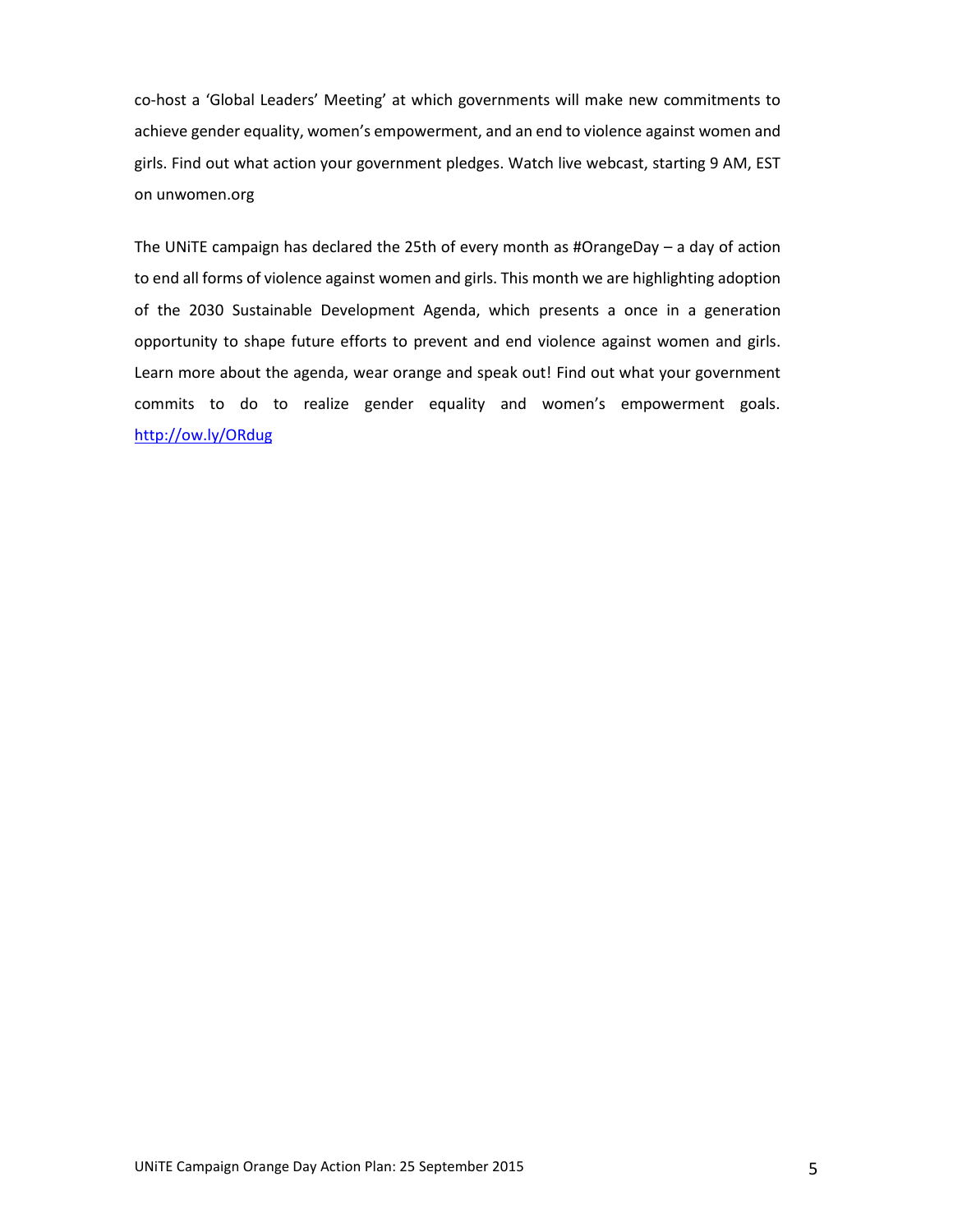co-host a 'Global Leaders' Meeting' at which governments will make new commitments to achieve gender equality, women's empowerment, and an end to violence against women and girls. Find out what action your government pledges. Watch live webcast, starting 9 AM, EST on unwomen.org

The UNiTE campaign has declared the 25th of every month as #OrangeDay – a day of action to end all forms of violence against women and girls. This month we are highlighting adoption of the 2030 Sustainable Development Agenda, which presents a once in a generation opportunity to shape future efforts to prevent and end violence against women and girls. Learn more about the agenda, wear orange and speak out! Find out what your government commits to do to realize gender equality and women's empowerment goals. [http://ow.ly/ORdug](http://ow.ly/ORdug)